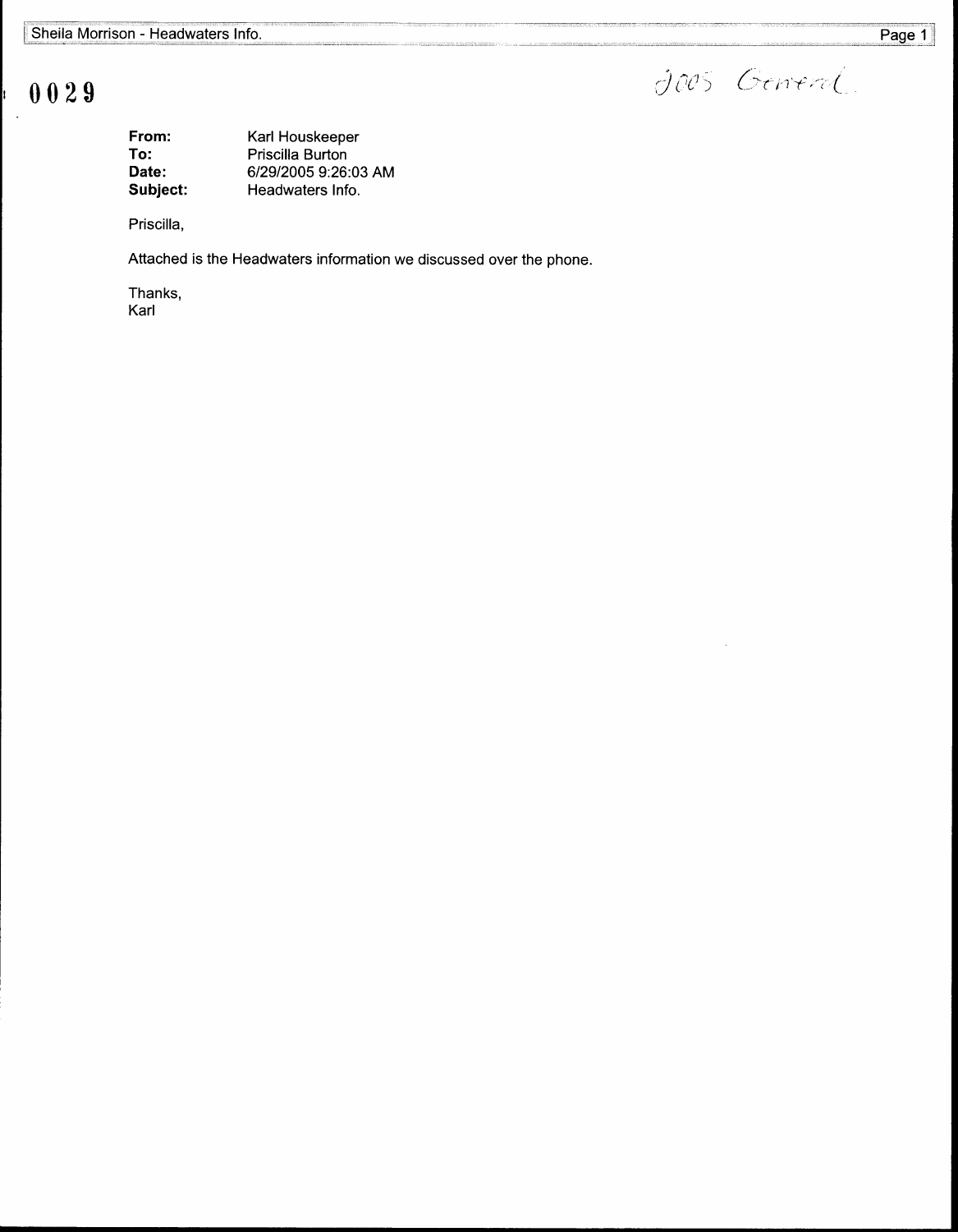0029

2005 General

**From:** Karl Houskeeper
**To:** Priscilla Burton
**Date:** 6/29/2005 9:26:03 AM
**Subject:** Headwaters Info.

Priscilla,

Attached is the Headwaters information we discussed over the phone.

Thanks,
Karl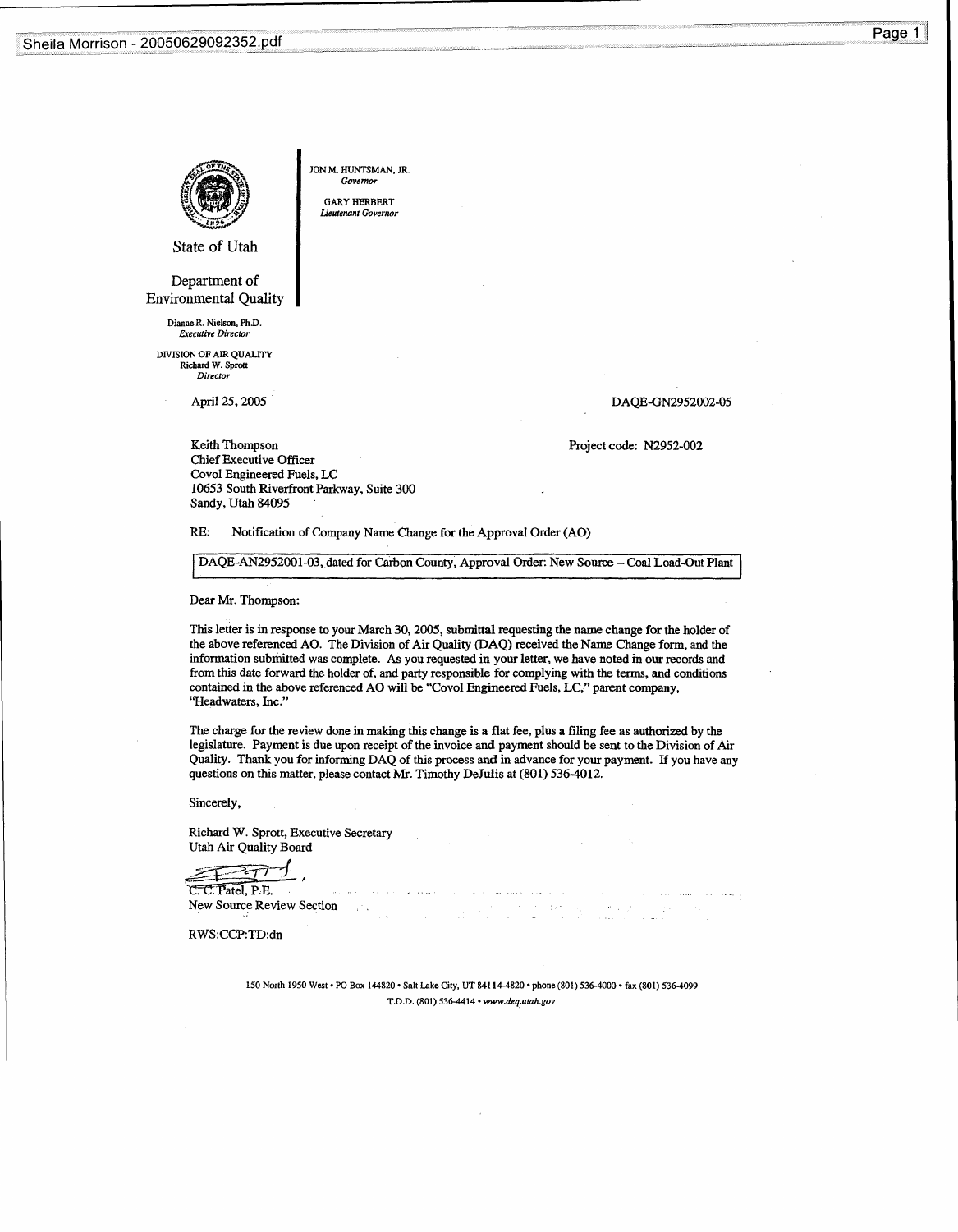State of Utah

Department of Environmental Quality

Dianne R. Nielson, Ph.D.
*Executive Director*

DIVISION OF AIR QUALITY
Richard W. Sprott
*Director*

JON M. HUNTSMAN, JR.
*Governor*

GARY HERBERT
*Lieutenant Governor*

April 25, 2005

DAQE-GN2952002-05

Keith Thompson
Chief Executive Officer
Covol Engineered Fuels, LC
10653 South Riverfront Parkway, Suite 300
Sandy, Utah 84095

Project code: N2952-002

RE: Notification of Company Name Change for the Approval Order (AO)

DAQE-AN2952001-03, dated for Carbon County, Approval Order: New Source – Coal Load-Out Plant

Dear Mr. Thompson:

This letter is in response to your March 30, 2005, submittal requesting the name change for the holder of the above referenced AO. The Division of Air Quality (DAQ) received the Name Change form, and the information submitted was complete. As you requested in your letter, we have noted in our records and from this date forward the holder of, and party responsible for complying with the terms, and conditions contained in the above referenced AO will be "Covol Engineered Fuels, LC," parent company, "Headwaters, Inc."

The charge for the review done in making this change is a flat fee, plus a filing fee as authorized by the legislature. Payment is due upon receipt of the invoice and payment should be sent to the Division of Air Quality. Thank you for informing DAQ of this process and in advance for your payment. If you have any questions on this matter, please contact Mr. Timothy DeJulis at (801) 536-4012.

Sincerely,

Richard W. Sprott, Executive Secretary
Utah Air Quality Board

C. C. Patel, P.E.
New Source Review Section

RWS:CCP:TD:dn

150 North 1950 West • PO Box 144820 • Salt Lake City, UT 84114-4820 • phone (801) 536-4000 • fax (801) 536-4099
T.D.D. (801) 536-4414 • *www.deq.utah.gov*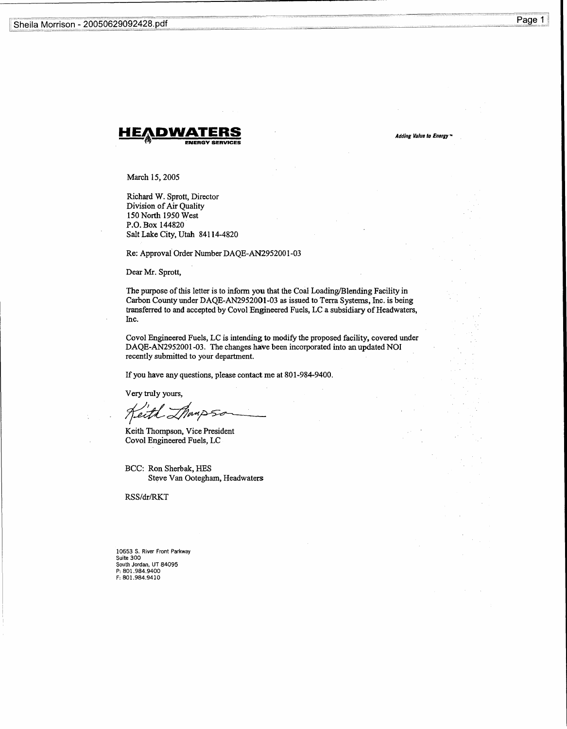**HEADWATERS**
ENERGY SERVICES

*Adding Value to Energy™*

March 15, 2005

Richard W. Sprott, Director
Division of Air Quality
150 North 1950 West
P.O. Box 144820
Salt Lake City, Utah 84114-4820

Re: Approval Order Number DAQE-AN2952001-03

Dear Mr. Sprott,

The purpose of this letter is to inform you that the Coal Loading/Blending Facility in Carbon County under DAQE-AN2952001-03 as issued to Terra Systems, Inc. is being transferred to and accepted by Covol Engineered Fuels, LC a subsidiary of Headwaters, Inc.

Covol Engineered Fuels, LC is intending to modify the proposed facility, covered under DAQE-AN2952001-03. The changes have been incorporated into an updated NOI recently submitted to your department.

If you have any questions, please contact me at 801-984-9400.

Very truly yours,

Keith Thompson

Keith Thompson, Vice President
Covol Engineered Fuels, LC

BCC: Ron Sherbak, HES
Steve Van Ootegham, Headwaters

RSS/dr/RKT

10653 S. River Front Parkway
Suite 300
South Jordan, UT 84095
P: 801.984.9400
F: 801.984.9410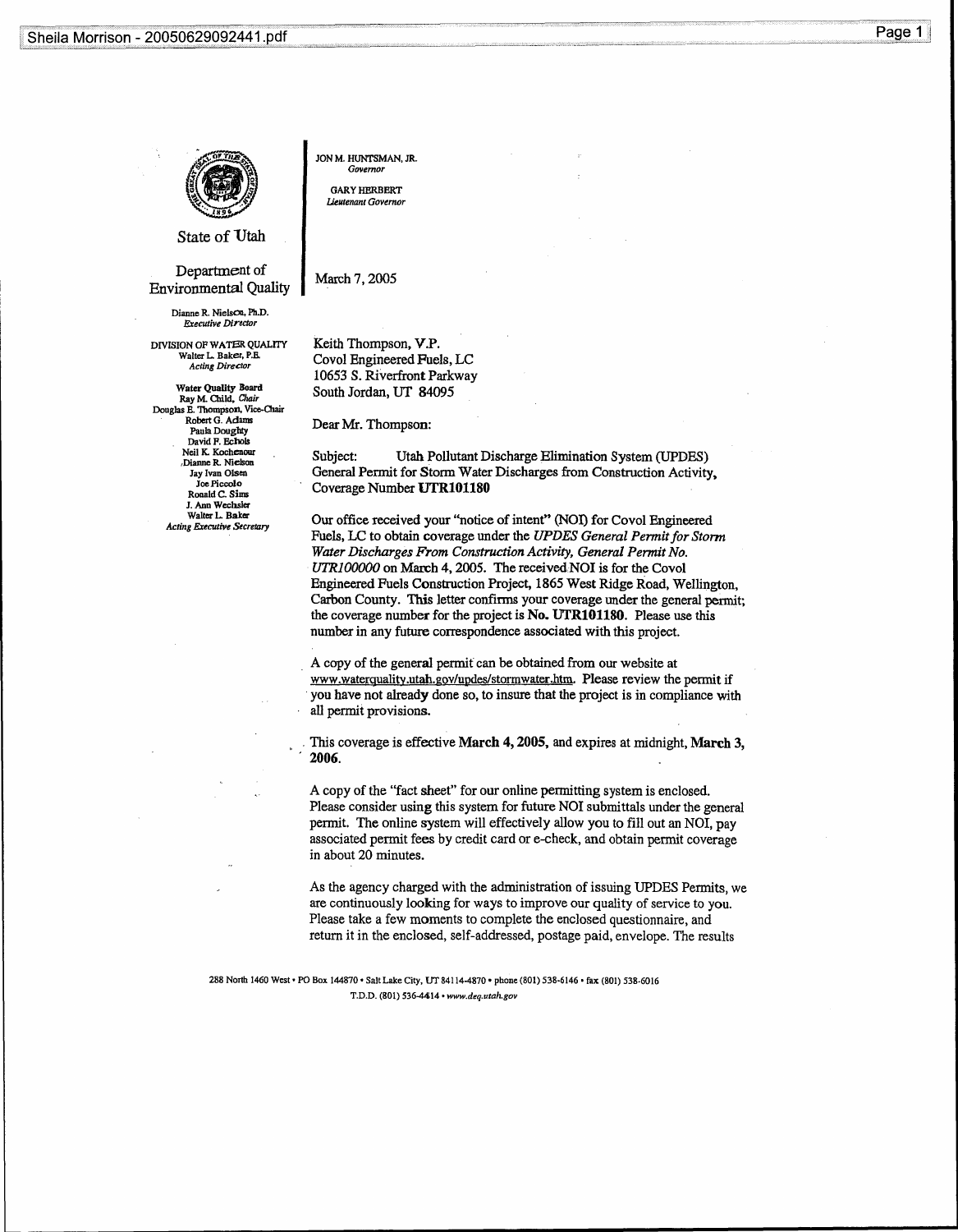State of Utah

Department of Environmental Quality

Dianne R. Nielson, Ph.D.
*Executive Director*

DIVISION OF WATER QUALITY
Walter L. Baker, P.E.
*Acting Director*

**Water Quality Board**
Ray M. Child, *Chair*
Douglas E. Thompson, Vice-Chair
Robert G. Adams
Paula Doughty
David F. Echols
Neil K. Kochenour
Dianne R. Nielson
Jay Ivan Olsen
Joe Piccolo
Ronald C. Sims
J. Ann Wechsler
Walter L. Baker
*Acting Executive Secretary*

JON M. HUNTSMAN, JR.
*Governor*

GARY HERBERT
*Lieutenant Governor*

March 7, 2005

Keith Thompson, V.P.
Covol Engineered Fuels, LC
10653 S. Riverfront Parkway
South Jordan, UT 84095

Dear Mr. Thompson:

Subject: Utah Pollutant Discharge Elimination System (UPDES) General Permit for Storm Water Discharges from Construction Activity, Coverage Number **UTR101180**

Our office received your "notice of intent" (NOI) for Covol Engineered Fuels, LC to obtain coverage under the *UPDES General Permit for Storm Water Discharges From Construction Activity, General Permit No. UTR100000* on March 4, 2005. The received NOI is for the Covol Engineered Fuels Construction Project, 1865 West Ridge Road, Wellington, Carbon County. This letter confirms your coverage under the general permit; the coverage number for the project is **No. UTR101180**. Please use this number in any future correspondence associated with this project.

A copy of the general permit can be obtained from our website at www.waterquality.utah.gov/updes/stormwater.htm. Please review the permit if you have not already done so, to insure that the project is in compliance with all permit provisions.

This coverage is effective **March 4, 2005,** and expires at midnight, **March 3, 2006**.

A copy of the "fact sheet" for our online permitting system is enclosed. Please consider using this system for future NOI submittals under the general permit. The online system will effectively allow you to fill out an NOI, pay associated permit fees by credit card or e-check, and obtain permit coverage in about 20 minutes.

As the agency charged with the administration of issuing UPDES Permits, we are continuously looking for ways to improve our quality of service to you. Please take a few moments to complete the enclosed questionnaire, and return it in the enclosed, self-addressed, postage paid, envelope. The results

288 North 1460 West • PO Box 144870 • Salt Lake City, UT 84114-4870 • phone (801) 538-6146 • fax (801) 538-6016
T.D.D. (801) 536-4414 • *www.deq.utah.gov*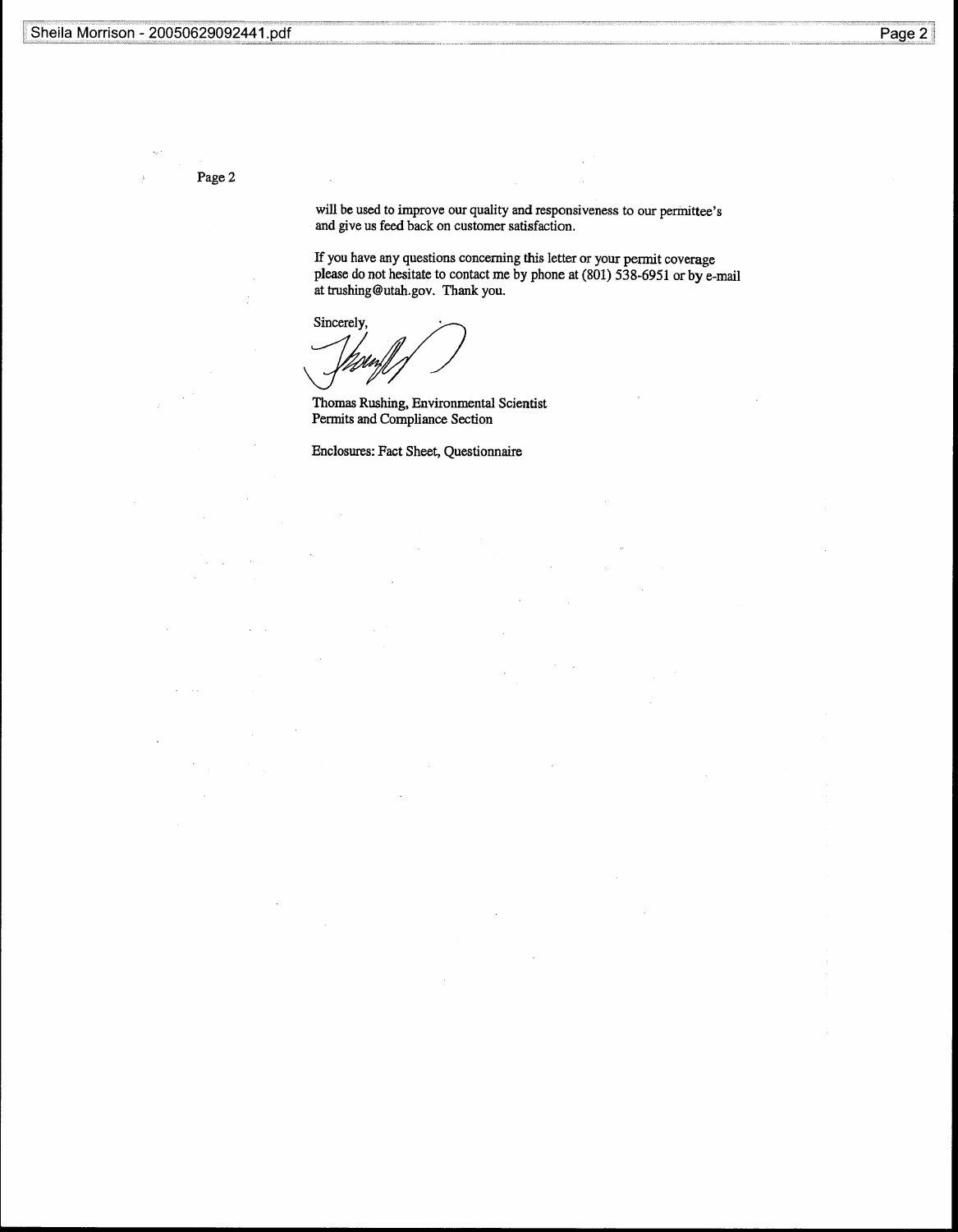will be used to improve our quality and responsiveness to our permittee's and give us feed back on customer satisfaction.

If you have any questions concerning this letter or your permit coverage please do not hesitate to contact me by phone at (801) 538-6951 or by e-mail at trushing@utah.gov. Thank you.

Sincerely,

Thomas Rushing, Environmental Scientist
Permits and Compliance Section

Enclosures: Fact Sheet, Questionnaire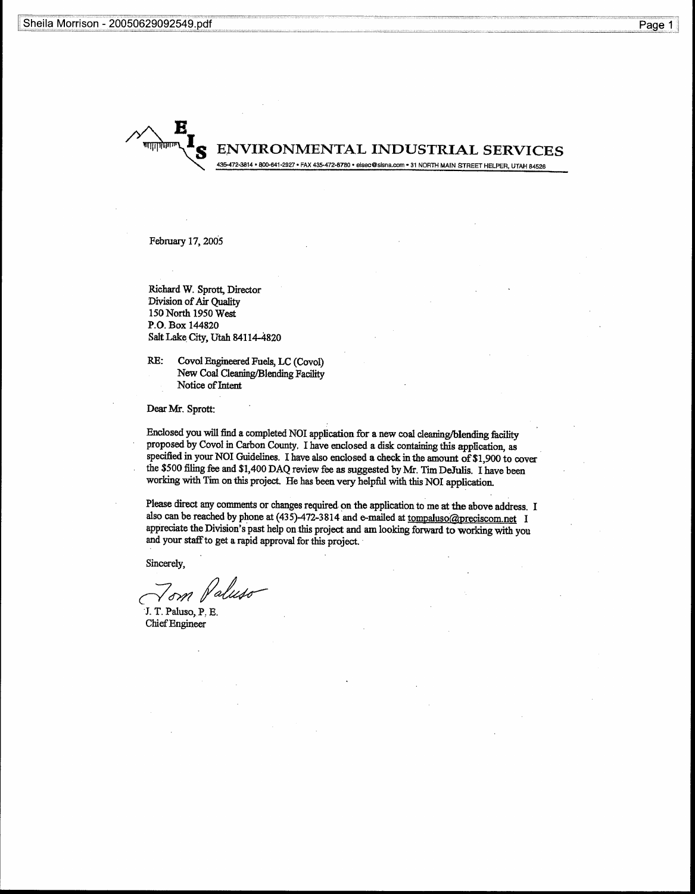# ENVIRONMENTAL INDUSTRIAL SERVICES

435-472-3814 • 800-641-2927 • FAX 435-472-8780 • eisec@sisna.com • 31 NORTH MAIN STREET HELPER, UTAH 84526

February 17, 2005

Richard W. Sprott, Director
Division of Air Quality
150 North 1950 West
P.O. Box 144820
Salt Lake City, Utah 84114-4820

RE: Covol Engineered Fuels, LC (Covol)
New Coal Cleaning/Blending Facility
Notice of Intent

Dear Mr. Sprott:

Enclosed you will find a completed NOI application for a new coal cleaning/blending facility proposed by Covol in Carbon County. I have enclosed a disk containing this application, as specified in your NOI Guidelines. I have also enclosed a check in the amount of $1,900 to cover the $500 filing fee and $1,400 DAQ review fee as suggested by Mr. Tim DeJulis. I have been working with Tim on this project. He has been very helpful with this NOI application.

Please direct any comments or changes required on the application to me at the above address. I also can be reached by phone at (435)-472-3814 and e-mailed at tompaluso@preciscom.net I appreciate the Division's past help on this project and am looking forward to working with you and your staff to get a rapid approval for this project.

Sincerely,

Tom Paluso

J. T. Paluso, P. E.
Chief Engineer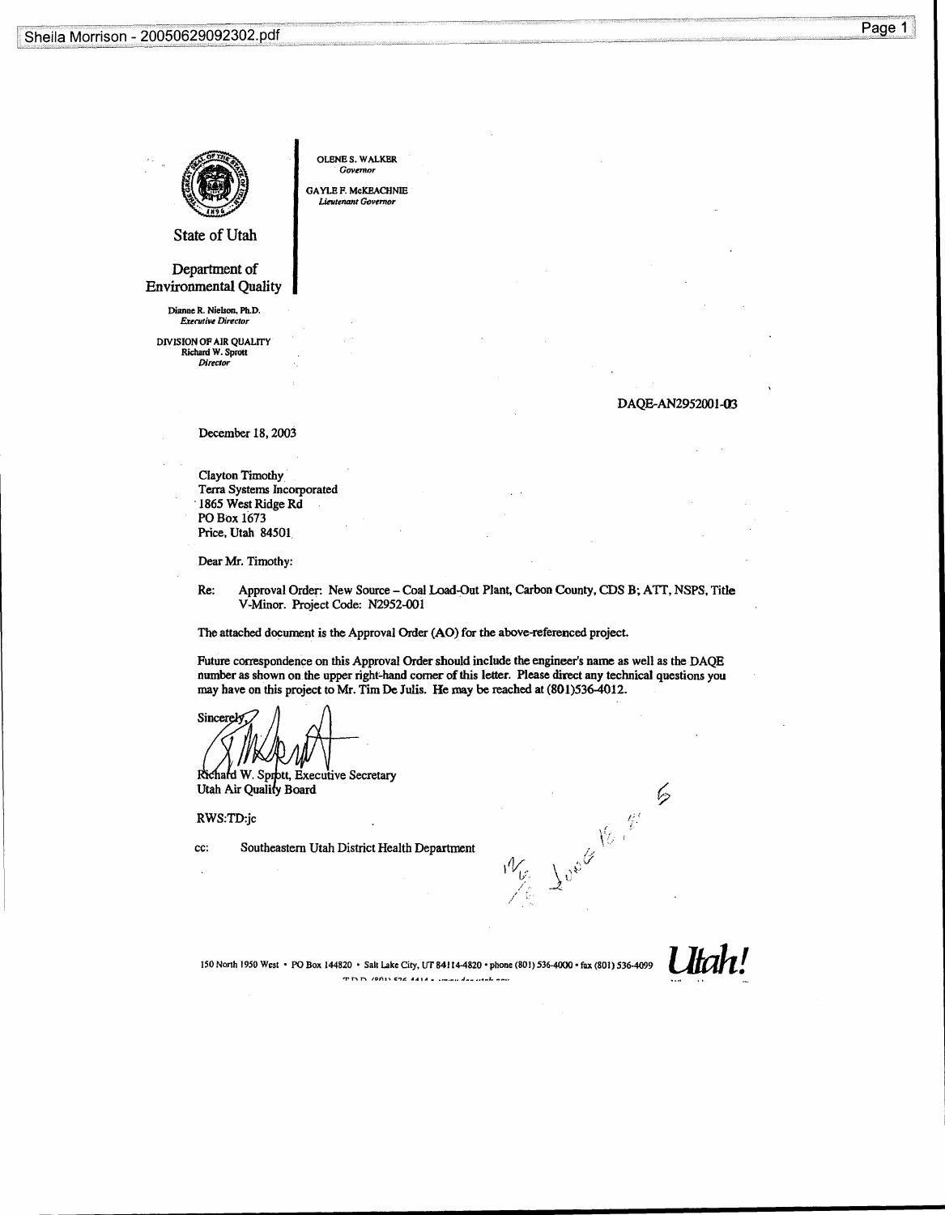State of Utah

Department of Environmental Quality

Dianne R. Nielson, Ph.D.
*Executive Director*

DIVISION OF AIR QUALITY
Richard W. Sprott
*Director*

OLENE S. WALKER
*Governor*

GAYLE F. McKEACHNIE
*Lieutenant Governor*

DAQE-AN2952001-03

December 18, 2003

Clayton Timothy
Terra Systems Incorporated
1865 West Ridge Rd
PO Box 1673
Price, Utah 84501

Dear Mr. Timothy:

Re: Approval Order: New Source – Coal Load-Out Plant, Carbon County, CDS B; ATT, NSPS, Title V-Minor. Project Code: N2952-001

The attached document is the Approval Order (AO) for the above-referenced project.

Future correspondence on this Approval Order should include the engineer's name as well as the DAQE number as shown on the upper right-hand corner of this letter. Please direct any technical questions you may have on this project to Mr. Tim De Julis. He may be reached at (801)536-4012.

Sincerely,

Richard W. Sprott, Executive Secretary
Utah Air Quality Board

RWS:TD:jc

cc: Southeastern Utah District Health Department

150 North 1950 West • PO Box 144820 • Salt Lake City, UT 84114-4820 • phone (801) 536-4000 • fax (801) 536-4099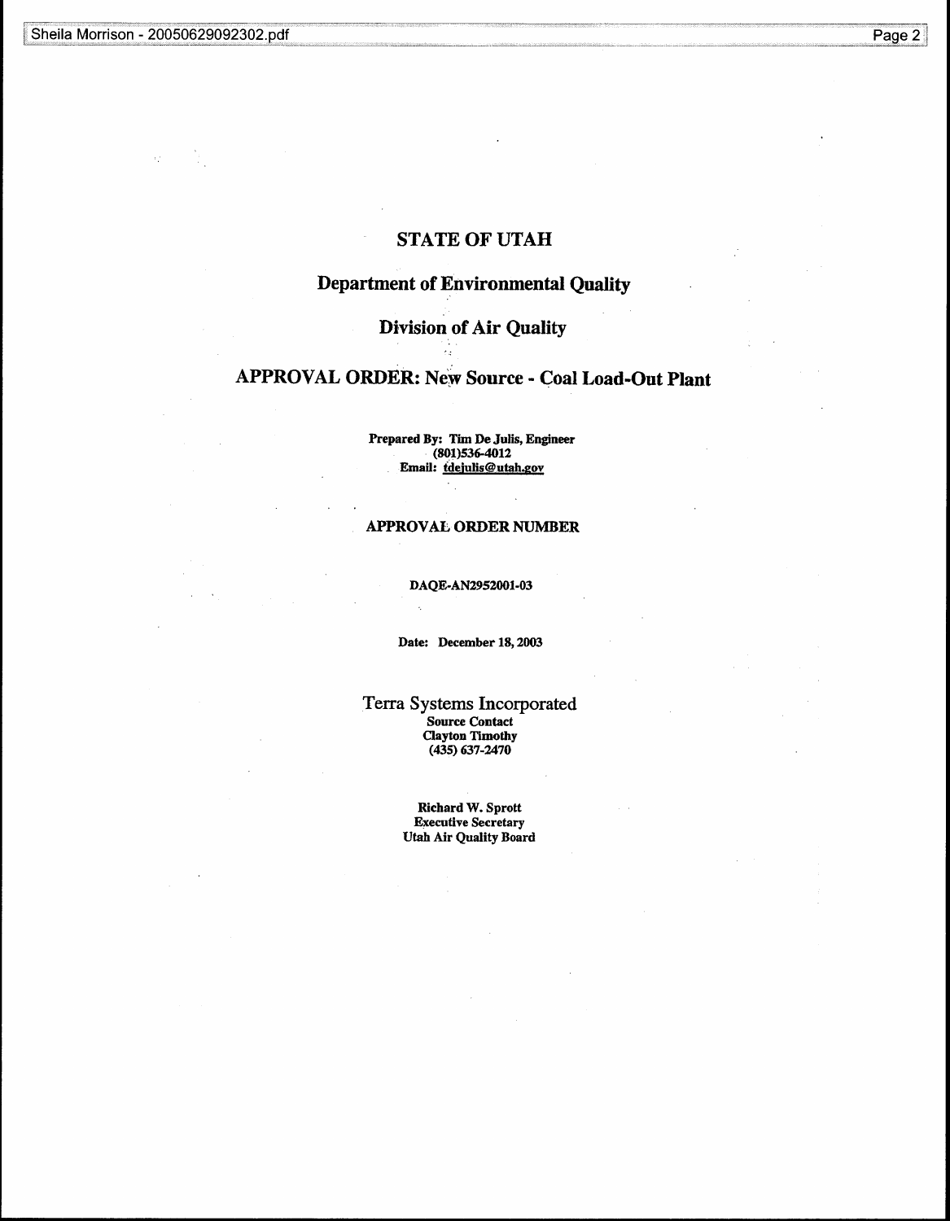# STATE OF UTAH

## Department of Environmental Quality

## Division of Air Quality

## APPROVAL ORDER: New Source - Coal Load-Out Plant

**Prepared By: Tim De Julis, Engineer**
**(801)536-4012**
**Email: tdejulis@utah.gov**

**APPROVAL ORDER NUMBER**

**DAQE-AN2952001-03**

**Date: December 18, 2003**

Terra Systems Incorporated
**Source Contact**
**Clayton Timothy**
**(435) 637-2470**

**Richard W. Sprott**
**Executive Secretary**
**Utah Air Quality Board**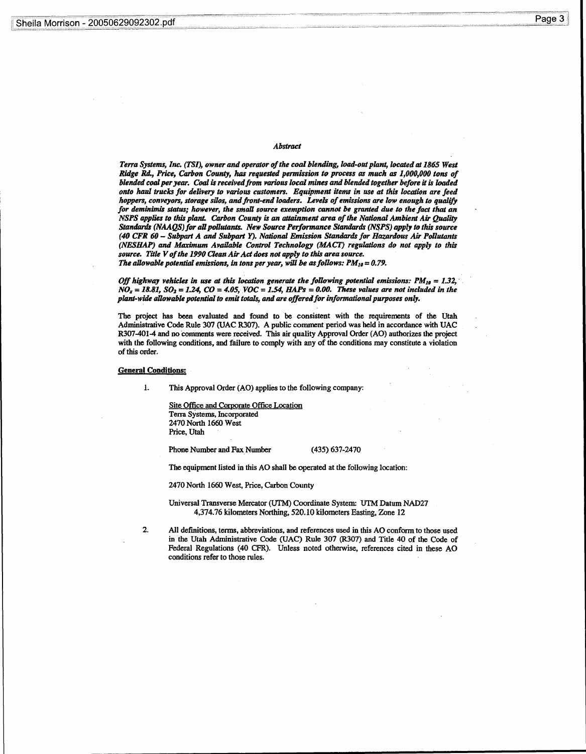### *Abstract*

***Terra Systems, Inc. (TSI), owner and operator of the coal blending, load-out plant, located at 1865 West Ridge Rd., Price, Carbon County, has requested permission to process as much as 1,000,000 tons of blended coal per year. Coal is received from various local mines and blended together before it is loaded onto haul trucks for delivery to various customers. Equipment items in use at this location are feed hoppers, conveyors, storage silos, and front-end loaders. Levels of emissions are low enough to qualify for deminimis status; however, the small source exemption cannot be granted due to the fact that an NSPS applies to this plant. Carbon County is an attainment area of the National Ambient Air Quality Standards (NAAQS) for all pollutants. New Source Performance Standards (NSPS) apply to this source (40 CFR 60 – Subpart A and Subpart Y). National Emission Standards for Hazardous Air Pollutants (NESHAP) and Maximum Available Control Technology (MACT) regulations do not apply to this source. Title V of the 1990 Clean Air Act does not apply to this area source.***
***The allowable potential emissions, in tons per year, will be as follows: $PM_{10}$ = 0.79.***

***Off highway vehicles in use at this location generate the following potential emissions: $PM_{10}$ = 1.32, $NO_x$ = 18.81, $SO_2$ = 1.24, CO = 4.05, VOC = 1.54, HAPs = 0.00. These values are not included in the plant-wide allowable potential to emit totals, and are offered for informational purposes only.***

The project has been evaluated and found to be consistent with the requirements of the Utah Administrative Code Rule 307 (UAC R307). A public comment period was held in accordance with UAC R307-401-4 and no comments were received. This air quality Approval Order (AO) authorizes the project with the following conditions, and failure to comply with any of the conditions may constitute a violation of this order.

**General Conditions:**

1. This Approval Order (AO) applies to the following company:

   Site Office and Corporate Office Location
   Terra Systems, Incorporated
   2470 North 1660 West
   Price, Utah

   Phone Number and Fax Number (435) 637-2470

   The equipment listed in this AO shall be operated at the following location:

   2470 North 1660 West, Price, Carbon County

   Universal Transverse Mercator (UTM) Coordinate System: UTM Datum NAD27
   4,374.76 kilometers Northing, 520.10 kilometers Easting, Zone 12

2. All definitions, terms, abbreviations, and references used in this AO conform to those used in the Utah Administrative Code (UAC) Rule 307 (R307) and Title 40 of the Code of Federal Regulations (40 CFR). Unless noted otherwise, references cited in these AO conditions refer to those rules.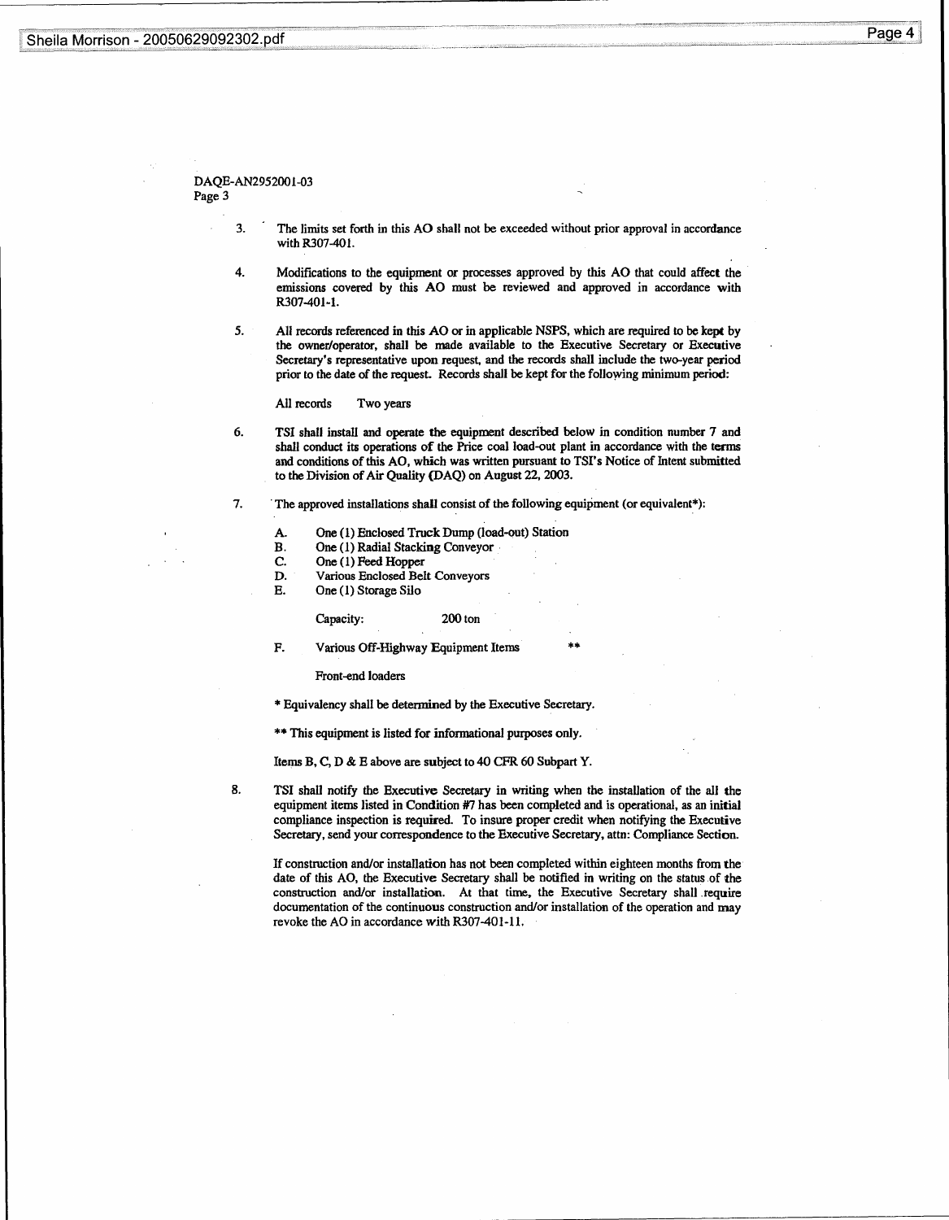DAQE-AN2952001-03

3. The limits set forth in this AO shall not be exceeded without prior approval in accordance with R307-401.

4. Modifications to the equipment or processes approved by this AO that could affect the emissions covered by this AO must be reviewed and approved in accordance with R307-401-1.

5. All records referenced in this AO or in applicable NSPS, which are required to be kept by the owner/operator, shall be made available to the Executive Secretary or Executive Secretary's representative upon request, and the records shall include the two-year period prior to the date of the request. Records shall be kept for the following minimum period:

   All records    Two years

6. TSI shall install and operate the equipment described below in condition number 7 and shall conduct its operations of the Price coal load-out plant in accordance with the terms and conditions of this AO, which was written pursuant to TSI's Notice of Intent submitted to the Division of Air Quality (DAQ) on August 22, 2003.

7. The approved installations shall consist of the following equipment (or equivalent*):

   A. One (1) Enclosed Truck Dump (load-out) Station
   B. One (1) Radial Stacking Conveyor
   C. One (1) Feed Hopper
   D. Various Enclosed Belt Conveyors
   E. One (1) Storage Silo

      Capacity:    200 ton

   F. Various Off-Highway Equipment Items    **

      Front-end loaders

   * Equivalency shall be determined by the Executive Secretary.

   ** This equipment is listed for informational purposes only.

   Items B, C, D & E above are subject to 40 CFR 60 Subpart Y.

8. TSI shall notify the Executive Secretary in writing when the installation of the all the equipment items listed in Condition #7 has been completed and is operational, as an initial compliance inspection is required. To insure proper credit when notifying the Executive Secretary, send your correspondence to the Executive Secretary, attn: Compliance Section.

   If construction and/or installation has not been completed within eighteen months from the date of this AO, the Executive Secretary shall be notified in writing on the status of the construction and/or installation. At that time, the Executive Secretary shall require documentation of the continuous construction and/or installation of the operation and may revoke the AO in accordance with R307-401-11.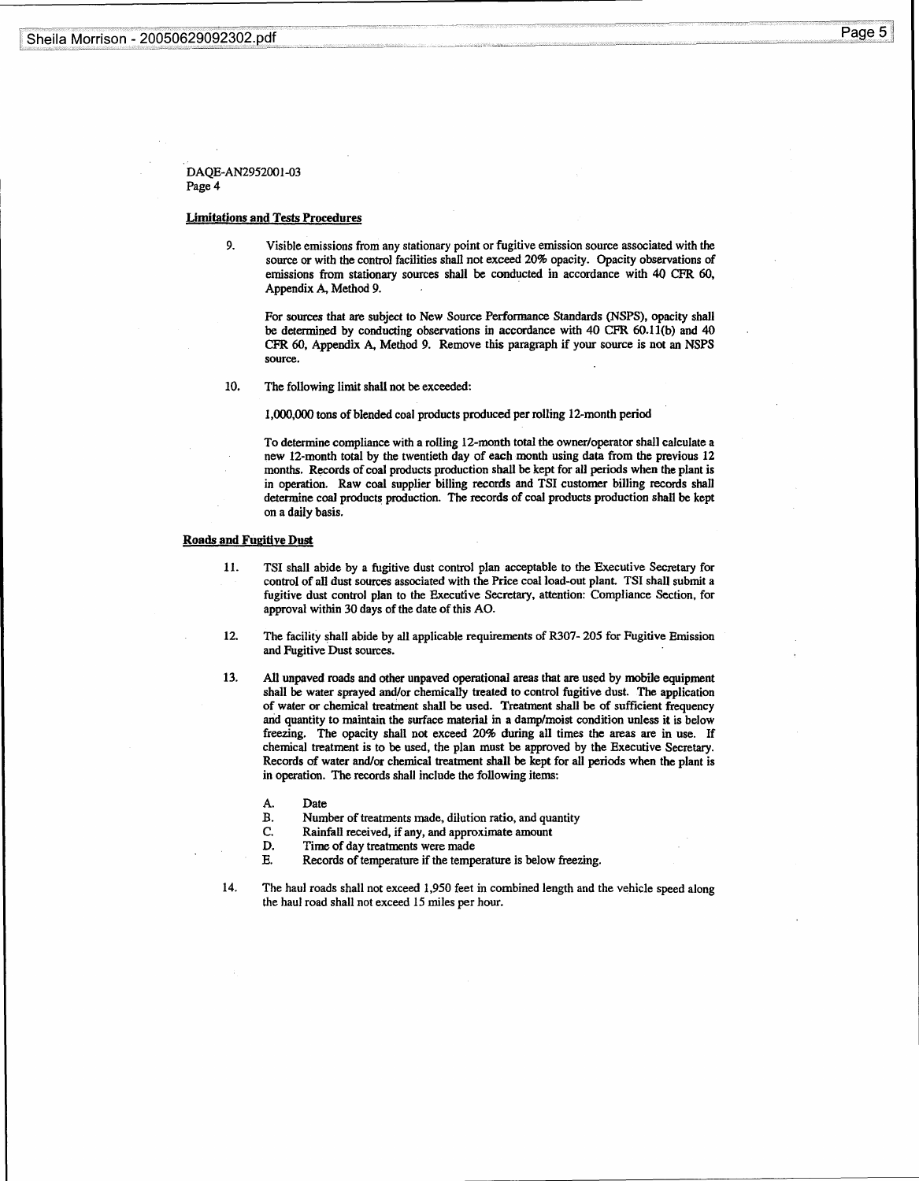DAQE-AN2952001-03
Page 4

**Limitations and Tests Procedures**

9. Visible emissions from any stationary point or fugitive emission source associated with the source or with the control facilities shall not exceed 20% opacity. Opacity observations of emissions from stationary sources shall be conducted in accordance with 40 CFR 60, Appendix A, Method 9.

   For sources that are subject to New Source Performance Standards (NSPS), opacity shall be determined by conducting observations in accordance with 40 CFR 60.11(b) and 40 CFR 60, Appendix A, Method 9. Remove this paragraph if your source is not an NSPS source.

10. The following limit shall not be exceeded:

    1,000,000 tons of blended coal products produced per rolling 12-month period

    To determine compliance with a rolling 12-month total the owner/operator shall calculate a new 12-month total by the twentieth day of each month using data from the previous 12 months. Records of coal products production shall be kept for all periods when the plant is in operation. Raw coal supplier billing records and TSI customer billing records shall determine coal products production. The records of coal products production shall be kept on a daily basis.

**Roads and Fugitive Dust**

11. TSI shall abide by a fugitive dust control plan acceptable to the Executive Secretary for control of all dust sources associated with the Price coal load-out plant. TSI shall submit a fugitive dust control plan to the Executive Secretary, attention: Compliance Section, for approval within 30 days of the date of this AO.

12. The facility shall abide by all applicable requirements of R307- 205 for Fugitive Emission and Fugitive Dust sources.

13. All unpaved roads and other unpaved operational areas that are used by mobile equipment shall be water sprayed and/or chemically treated to control fugitive dust. The application of water or chemical treatment shall be used. Treatment shall be of sufficient frequency and quantity to maintain the surface material in a damp/moist condition unless it is below freezing. The opacity shall not exceed 20% during all times the areas are in use. If chemical treatment is to be used, the plan must be approved by the Executive Secretary. Records of water and/or chemical treatment shall be kept for all periods when the plant is in operation. The records shall include the following items:

    A. Date
    B. Number of treatments made, dilution ratio, and quantity
    C. Rainfall received, if any, and approximate amount
    D. Time of day treatments were made
    E. Records of temperature if the temperature is below freezing.

14. The haul roads shall not exceed 1,950 feet in combined length and the vehicle speed along the haul road shall not exceed 15 miles per hour.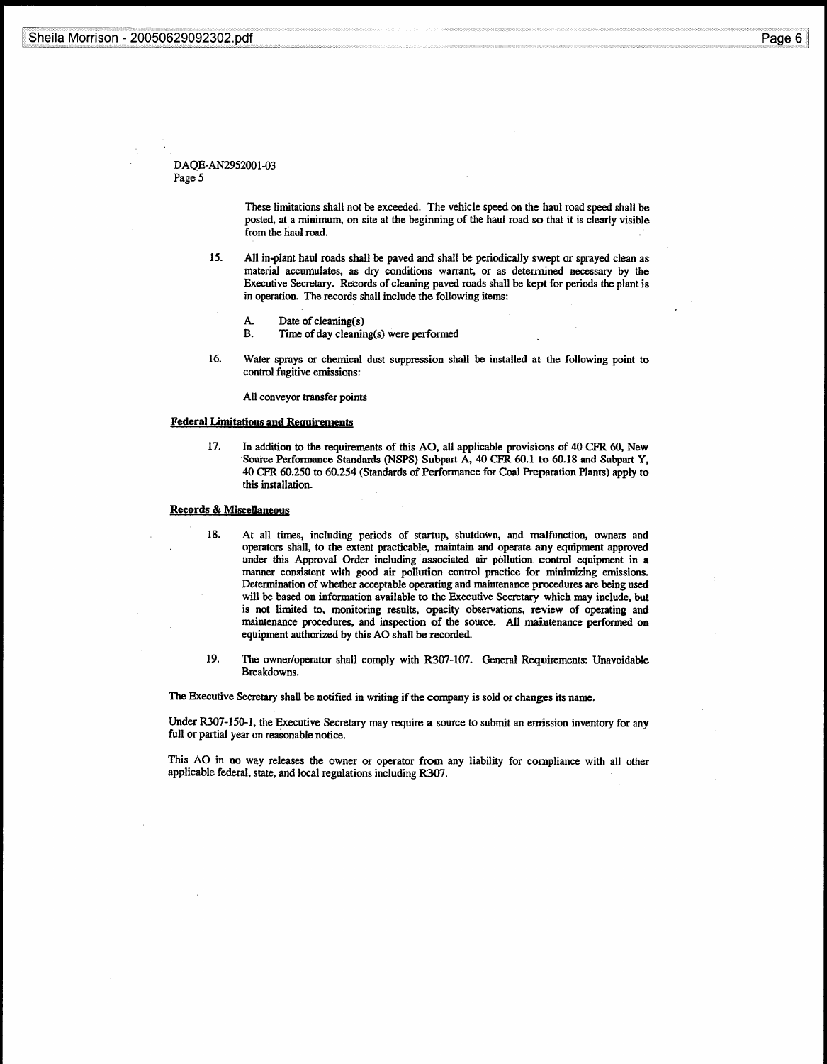DAQE-AN2952001-03
Page 5

These limitations shall not be exceeded. The vehicle speed on the haul road speed shall be posted, at a minimum, on site at the beginning of the haul road so that it is clearly visible from the haul road.

15. All in-plant haul roads shall be paved and shall be periodically swept or sprayed clean as material accumulates, as dry conditions warrant, or as determined necessary by the Executive Secretary. Records of cleaning paved roads shall be kept for periods the plant is in operation. The records shall include the following items:

    A. Date of cleaning(s)
    B. Time of day cleaning(s) were performed

16. Water sprays or chemical dust suppression shall be installed at the following point to control fugitive emissions:

    All conveyor transfer points

**Federal Limitations and Requirements**

17. In addition to the requirements of this AO, all applicable provisions of 40 CFR 60, New Source Performance Standards (NSPS) Subpart A, 40 CFR 60.1 to 60.18 and Subpart Y, 40 CFR 60.250 to 60.254 (Standards of Performance for Coal Preparation Plants) apply to this installation.

**Records & Miscellaneous**

18. At all times, including periods of startup, shutdown, and malfunction, owners and operators shall, to the extent practicable, maintain and operate any equipment approved under this Approval Order including associated air pollution control equipment in a manner consistent with good air pollution control practice for minimizing emissions. Determination of whether acceptable operating and maintenance procedures are being used will be based on information available to the Executive Secretary which may include, but is not limited to, monitoring results, opacity observations, review of operating and maintenance procedures, and inspection of the source. All maintenance performed on equipment authorized by this AO shall be recorded.

19. The owner/operator shall comply with R307-107. General Requirements: Unavoidable Breakdowns.

The Executive Secretary shall be notified in writing if the company is sold or changes its name.

Under R307-150-1, the Executive Secretary may require a source to submit an emission inventory for any full or partial year on reasonable notice.

This AO in no way releases the owner or operator from any liability for compliance with all other applicable federal, state, and local regulations including R307.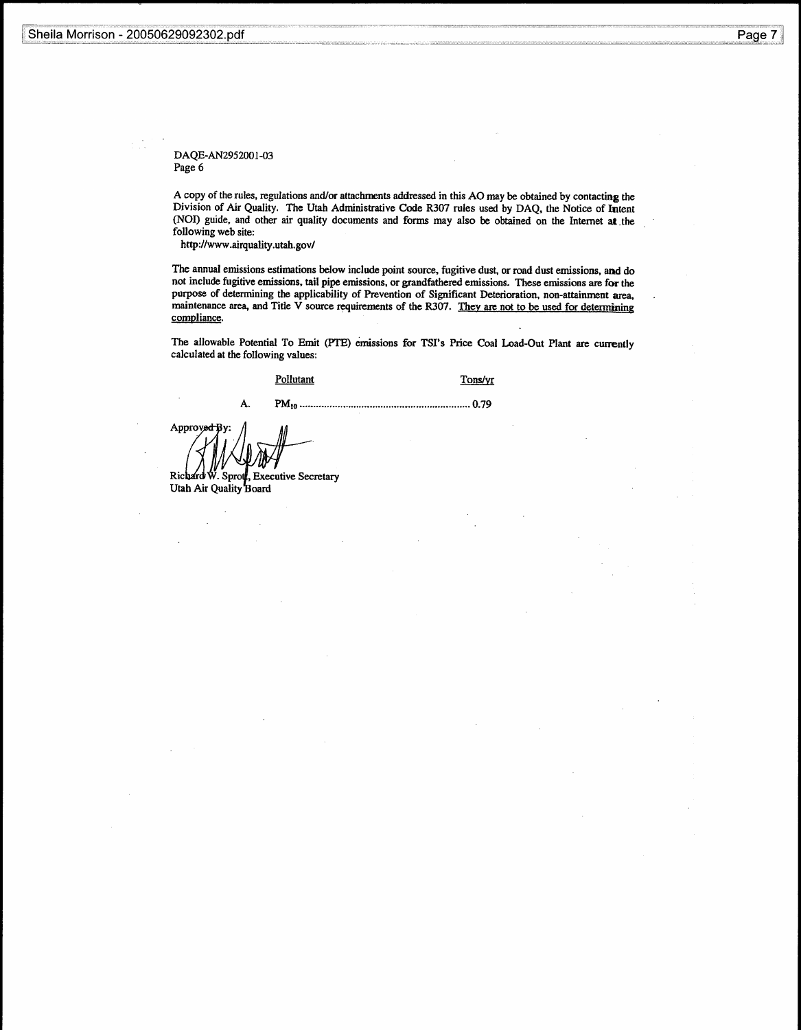DAQE-AN2952001-03

A copy of the rules, regulations and/or attachments addressed in this AO may be obtained by contacting the Division of Air Quality. The Utah Administrative Code R307 rules used by DAQ, the Notice of Intent (NOI) guide, and other air quality documents and forms may also be obtained on the Internet at the following web site:

http://www.airquality.utah.gov/

The annual emissions estimations below include point source, fugitive dust, or road dust emissions, and do not include fugitive emissions, tail pipe emissions, or grandfathered emissions. These emissions are for the purpose of determining the applicability of Prevention of Significant Deterioration, non-attainment area, maintenance area, and Title V source requirements of the R307. They are not to be used for determining compliance.

The allowable Potential To Emit (PTE) emissions for TSI's Price Coal Load-Out Plant are currently calculated at the following values:

| | Pollutant | Tons/yr |
|---|---|---|
| A. | $PM_{10}$ | 0.79 |

Approved By:

Richard W. Sprott, Executive Secretary
Utah Air Quality Board